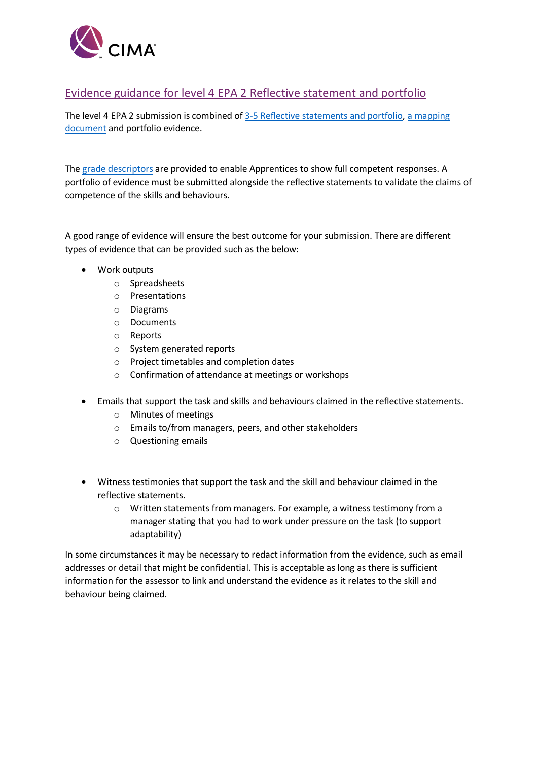## Evidence guidance for level 4 EPA 2 Reflective statement and portfolio

The level 4 EPA 2 submission is combined of 3-5 Reflective statements and portfolio, a mapping document and portfolio evidence.

The grade descriptors are provided to enable Apprentices to show full competent responses. A portfolio of evidence must be submitted alongside the reflective statements to validate the claims of competence of the skills and behaviours.

A good range of evidence will ensure the best outcome for your submission. There are different types of evidence that can be provided such as the below:

- Work outputs
  - Spreadsheets
  - Presentations
  - Diagrams
  - Documents
  - Reports
  - System generated reports
  - Project timetables and completion dates
  - Confirmation of attendance at meetings or workshops

- Emails that support the task and skills and behaviours claimed in the reflective statements.
  - Minutes of meetings
  - Emails to/from managers, peers, and other stakeholders
  - Questioning emails

- Witness testimonies that support the task and the skill and behaviour claimed in the reflective statements.
  - Written statements from managers. For example, a witness testimony from a manager stating that you had to work under pressure on the task (to support adaptability)

In some circumstances it may be necessary to redact information from the evidence, such as email addresses or detail that might be confidential. This is acceptable as long as there is sufficient information for the assessor to link and understand the evidence as it relates to the skill and behaviour being claimed.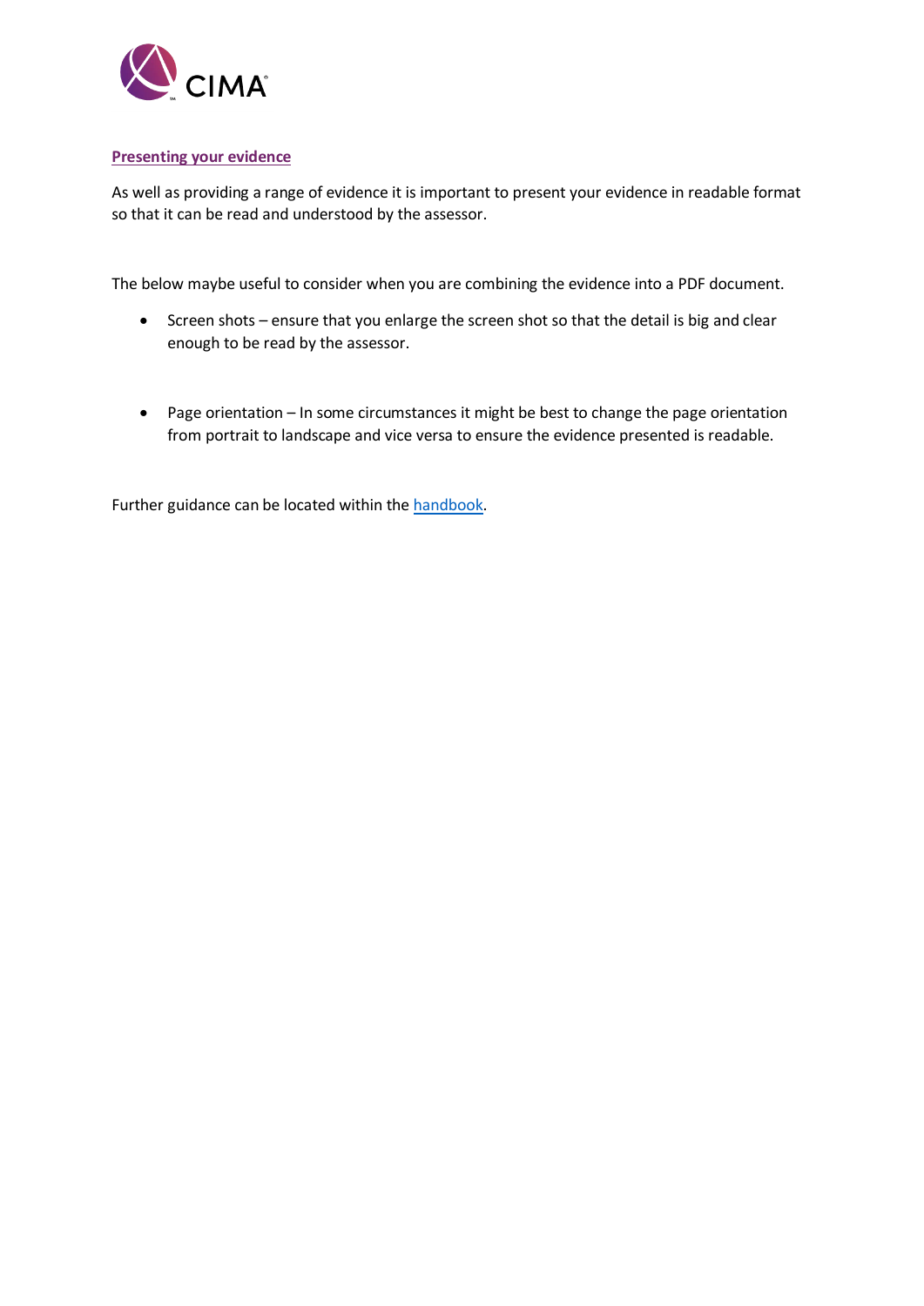## Presenting your evidence

As well as providing a range of evidence it is important to present your evidence in readable format so that it can be read and understood by the assessor.

The below maybe useful to consider when you are combining the evidence into a PDF document.

- Screen shots – ensure that you enlarge the screen shot so that the detail is big and clear enough to be read by the assessor.
- Page orientation – In some circumstances it might be best to change the page orientation from portrait to landscape and vice versa to ensure the evidence presented is readable.

Further guidance can be located within the handbook.